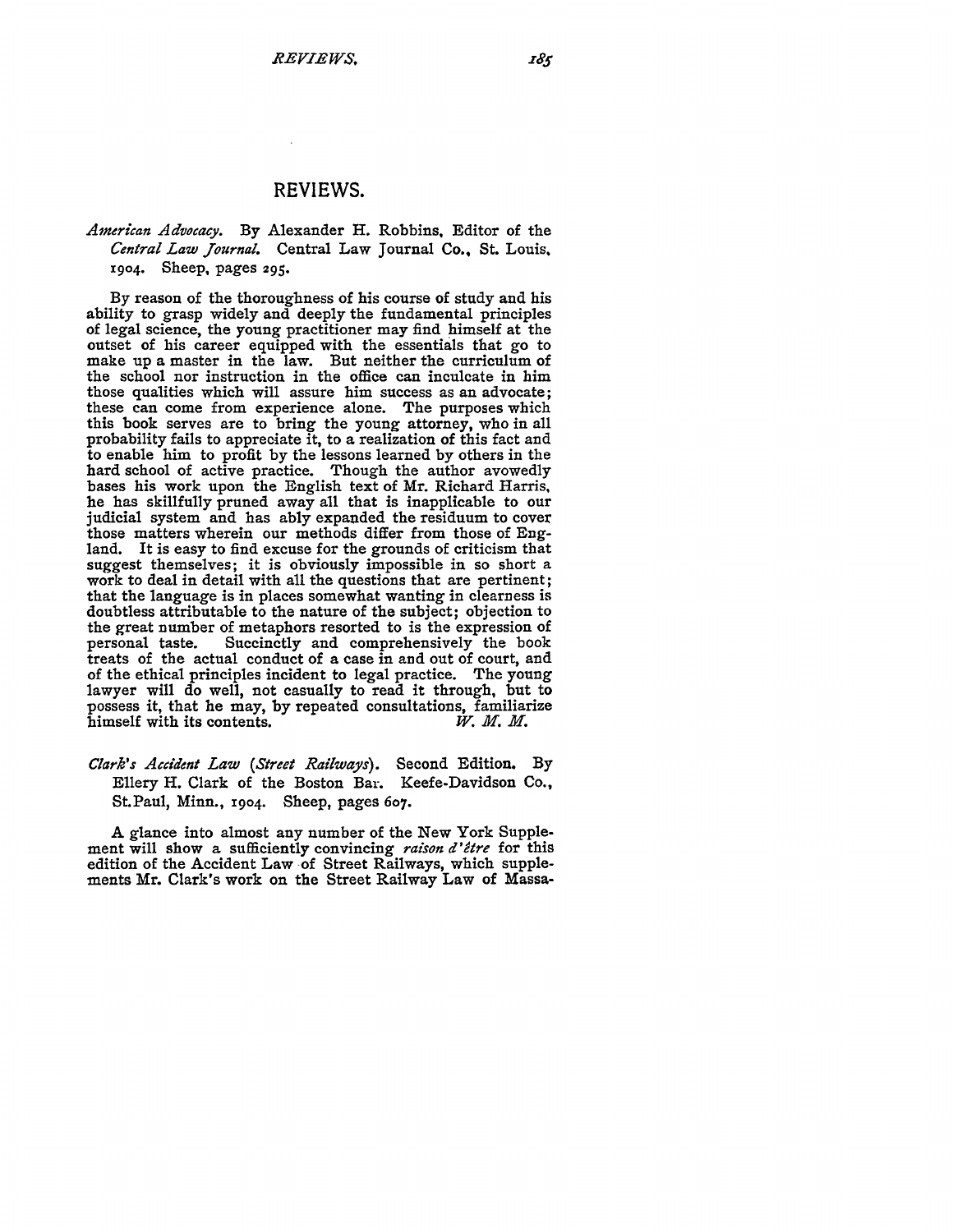# REVIEWS.

*American Advocacy.* By Alexander H. Robbins, Editor of the *Central Law Journal.* Central Law Journal Co., St. Louis, 1904. Sheep, pages 295.

By reason of the thoroughness of his course of study and his ability to grasp widely and deeply the fundamental principles of legal science, the young practitioner may find himself at the outset of his career equipped with the essentials that go to make up a master in the law. But neither the curriculum of the school nor instruction in the office can inculcate in him those qualities which will assure him success as an advocate; these can come from experience alone. The purposes which this book serves are to bring the young attorney, who in all probability fails to appreciate it, to a realization of this fact and to enable him to profit by the lessons learned by others in the hard school of active practice. Though the author avowedly bases his work upon the English text of Mr. Richard Harris, he has skillfully pruned away all that is inapplicable to our judicial system and has ably expanded the residuum to cover those matters wherein our methods differ from those of England. It is easy to find excuse for the grounds of criticism that suggest themselves; it is obviously impossible in so short a work to deal in detail with all the questions that are pertinent; that the language is in places somewhat wanting in clearness is doubtless attributable to the nature of the subject; objection to the great number of metaphors resorted to is the expression of personal taste. Succinctly and comprehensively the book treats of the actual conduct of a case in and out of court, and of the ethical principles incident to legal practice. The young lawyer will do well, not casually to read it through, but to possess it, that he may, by repeated consultations, familiarize himself with its contents. *W. M. M.*

*Clark's Accident Law (Street Railways).* Second Edition. By Ellery H. Clark of the Boston Bar. Keefe-Davidson Co., St. Paul, Minn., 1904. Sheep, pages 607.

A glance into almost any number of the New York Supplement will show a sufficiently convincing *raison d'être* for this edition of the Accident Law of Street Railways, which supplements Mr. Clark's work on the Street Railway Law of Massa-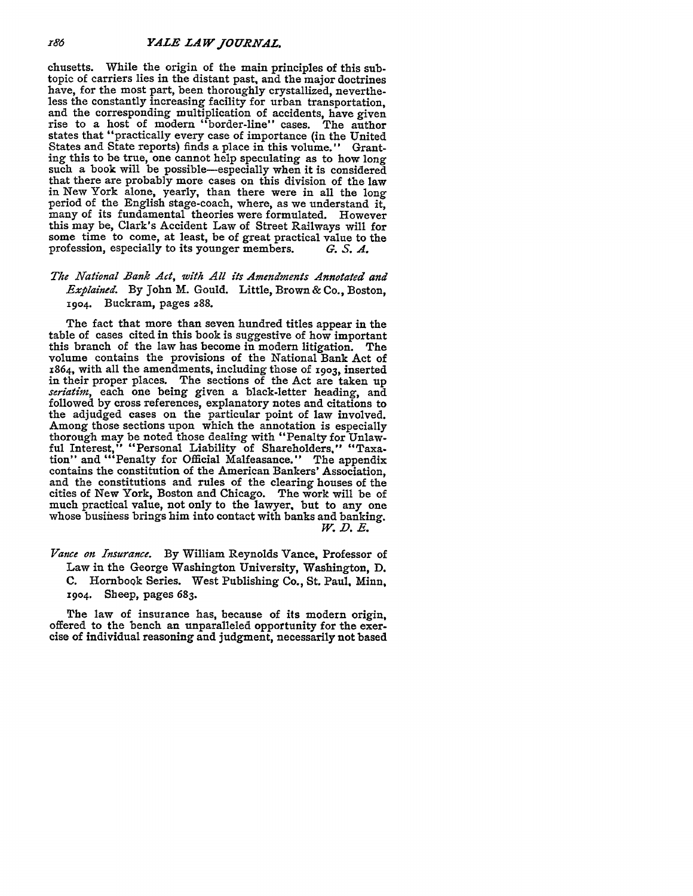chusetts. While the origin of the main principles of this subtopic of carriers lies in the distant past, and the major doctrines have, for the most part, been thoroughly crystallized, nevertheless the constantly increasing facility for urban transportation, and the corresponding multiplication of accidents, have given rise to a host of modern "border-line" cases. The author states that "practically every case of importance (in the United States and State reports) finds a place in this volume." Granting this to be true, one cannot help speculating as to how long such a book will be possible—especially when it is considered that there are probably more cases on this division of the law in New York alone, yearly, than there were in all the long period of the English stage-coach, where, as we understand it, many of its fundamental theories were formulated. However this may be, Clark's Accident Law of Street Railways will for some time to come, at least, be of great practical value to the profession, especially to its younger members. *G. S. A.*

*The National Bank Act, with All its Amendments Annotated and Explained.* By John M. Gould. Little, Brown & Co., Boston, 1904. Buckram, pages 288.

The fact that more than seven hundred titles appear in the table of cases cited in this book is suggestive of how important this branch of the law has become in modern litigation. The volume contains the provisions of the National Bank Act of 1864, with all the amendments, including those of 1903, inserted in their proper places. The sections of the Act are taken up *seriatim*, each one being given a black-letter heading, and followed by cross references, explanatory notes and citations to the adjudged cases on the particular point of law involved. Among those sections upon which the annotation is especially thorough may be noted those dealing with "Penalty for Unlawful Interest," "Personal Liability of Shareholders," "Taxation" and "'Penalty for Official Malfeasance." The appendix contains the constitution of the American Bankers' Association, and the constitutions and rules of the clearing houses of the cities of New York, Boston and Chicago. The work will be of much practical value, not only to the lawyer, but to any one whose business brings him into contact with banks and banking. *W. D. E.*

*Vance on Insurance.* By William Reynolds Vance, Professor of Law in the George Washington University, Washington, D. C. Hornbook Series. West Publishing Co., St. Paul, Minn, 1904. Sheep, pages 683.

The law of insurance has, because of its modern origin, offered to the bench an unparalleled opportunity for the exercise of individual reasoning and judgment, necessarily not based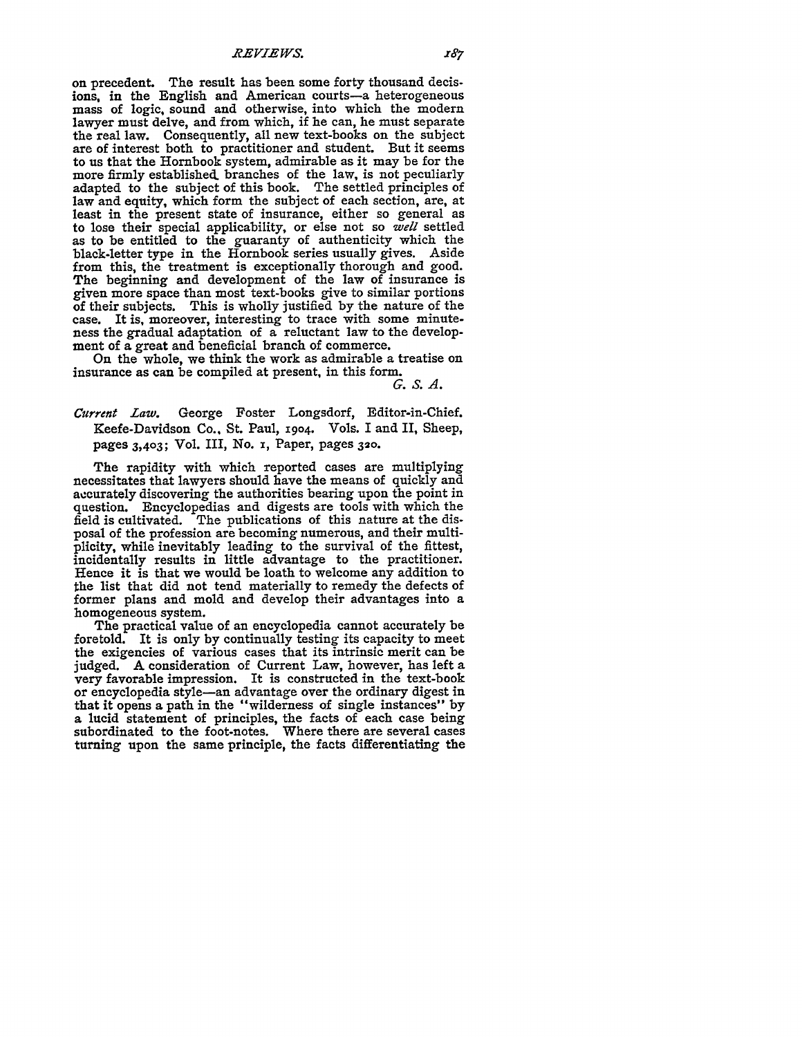on precedent. The result has been some forty thousand decisions, in the English and American courts—a heterogeneous mass of logic, sound and otherwise, into which the modern lawyer must delve, and from which, if he can, he must separate the real law. Consequently, all new text-books on the subject are of interest both to practitioner and student. But it seems to us that the Hornbook system, admirable as it may be for the more firmly established branches of the law, is not peculiarly adapted to the subject of this book. The settled principles of law and equity, which form the subject of each section, are, at least in the present state of insurance, either so general as to lose their special applicability, or else not so *well* settled as to be entitled to the guaranty of authenticity which the black-letter type in the Hornbook series usually gives. Aside from this, the treatment is exceptionally thorough and good. The beginning and development of the law of insurance is given more space than most text-books give to similar portions of their subjects. This is wholly justified by the nature of the case. It is, moreover, interesting to trace with some minuteness the gradual adaptation of a reluctant law to the development of a great and beneficial branch of commerce.

On the whole, we think the work as admirable a treatise on insurance as can be compiled at present, in this form.

*G. S. A.*

*Current Law.* George Foster Longsdorf, Editor-in-Chief. Keefe-Davidson Co., St. Paul, 1904. Vols. I and II, Sheep, pages 3,403; Vol. III, No. 1, Paper, pages 320.

The rapidity with which reported cases are multiplying necessitates that lawyers should have the means of quickly and accurately discovering the authorities bearing upon the point in question. Encyclopedias and digests are tools with which the field is cultivated. The publications of this nature at the disposal of the profession are becoming numerous, and their multiplicity, while inevitably leading to the survival of the fittest, incidentally results in little advantage to the practitioner. Hence it is that we would be loath to welcome any addition to the list that did not tend materially to remedy the defects of former plans and mold and develop their advantages into a homogeneous system.

The practical value of an encyclopedia cannot accurately be foretold. It is only by continually testing its capacity to meet the exigencies of various cases that its intrinsic merit can be judged. A consideration of Current Law, however, has left a very favorable impression. It is constructed in the text-book or encyclopedia style—an advantage over the ordinary digest in that it opens a path in the "wilderness of single instances" by a lucid statement of principles, the facts of each case being subordinated to the foot-notes. Where there are several cases turning upon the same principle, the facts differentiating the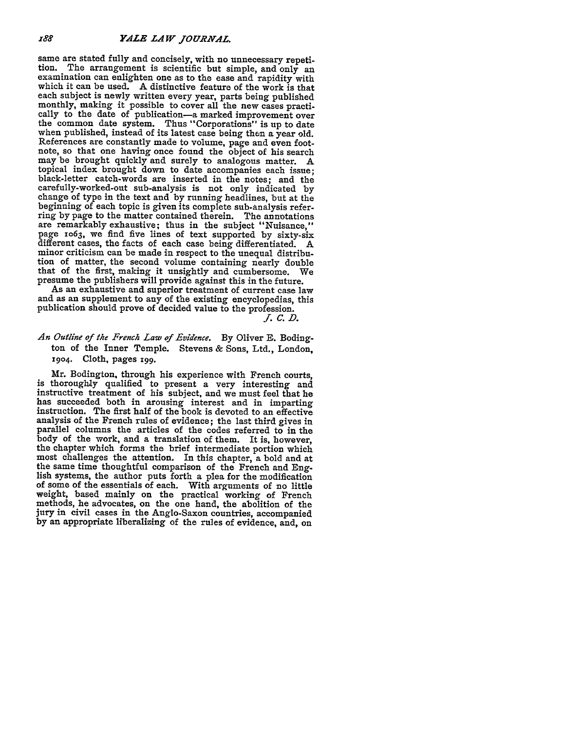same are stated fully and concisely, with no unnecessary repetition. The arrangement is scientific but simple, and only an examination can enlighten one as to the ease and rapidity with which it can be used. A distinctive feature of the work is that each subject is newly written every year, parts being published monthly, making it possible to cover all the new cases practically to the date of publication—a marked improvement over the common date system. Thus "Corporations" is up to date when published, instead of its latest case being then a year old. References are constantly made to volume, page and even footnote, so that one having once found the object of his search may be brought quickly and surely to analogous matter. A topical index brought down to date accompanies each issue; black-letter catch-words are inserted in the notes; and the carefully-worked-out sub-analysis is not only indicated by change of type in the text and by running headlines, but at the beginning of each topic is given its complete sub-analysis referring by page to the matter contained therein. The annotations are remarkably exhaustive; thus in the subject "Nuisance," page 1063, we find five lines of text supported by sixty-six different cases, the facts of each case being differentiated. A minor criticism can be made in respect to the unequal distribution of matter, the second volume containing nearly double that of the first, making it unsightly and cumbersome. We presume the publishers will provide against this in the future.

As an exhaustive and superior treatment of current case law and as an supplement to any of the existing encyclopedias, this publication should prove of decided value to the profession.

*J. C. D.*

*An Outline of the French Law of Evidence.* By Oliver E. Bodington of the Inner Temple. Stevens & Sons, Ltd., London, 1904. Cloth, pages 199.

Mr. Bodington, through his experience with French courts, is thoroughly qualified to present a very interesting and instructive treatment of his subject, and we must feel that he has succeeded both in arousing interest and in imparting instruction. The first half of the book is devoted to an effective analysis of the French rules of evidence; the last third gives in parallel columns the articles of the codes referred to in the body of the work, and a translation of them. It is, however, the chapter which forms the brief intermediate portion which most challenges the attention. In this chapter, a bold and at the same time thoughtful comparison of the French and English systems, the author puts forth a plea for the modification of some of the essentials of each. With arguments of no little weight, based mainly on the practical working of French methods, he advocates, on the one hand, the abolition of the jury in civil cases in the Anglo-Saxon countries, accompanied by an appropriate liberalizing of the rules of evidence, and, on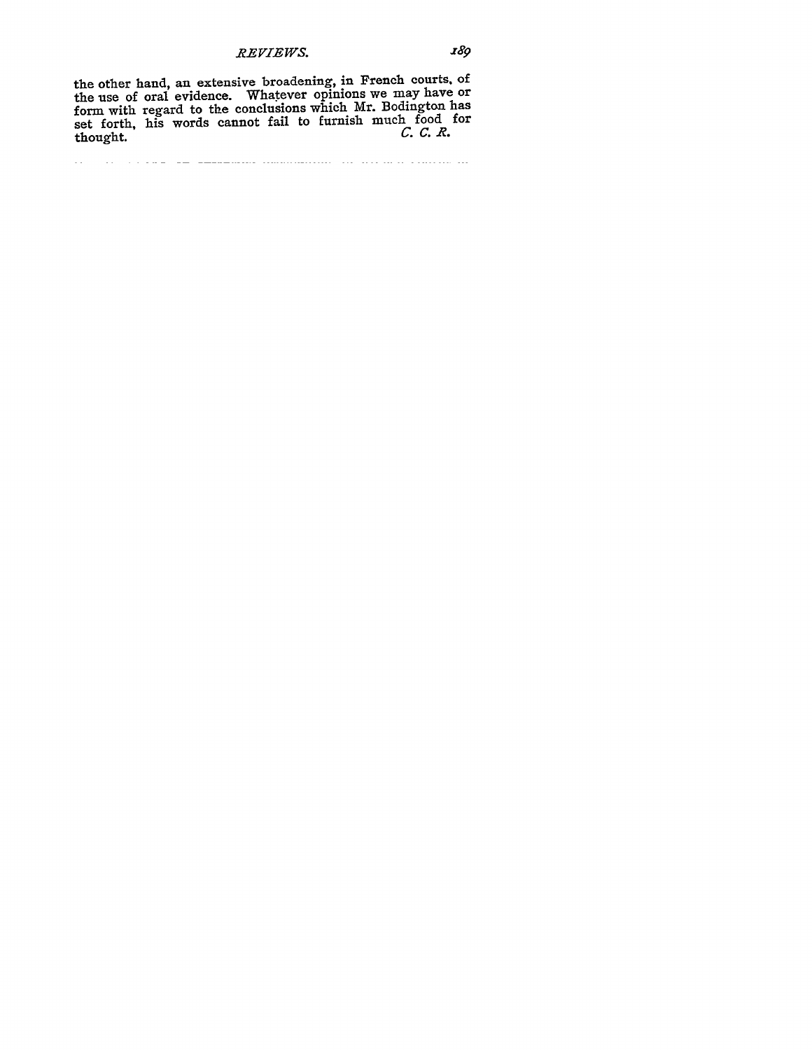the other hand, an extensive broadening, in French courts, of the use of oral evidence. Whatever opinions we may have or form with regard to the conclusions which Mr. Bodington has set forth, his words cannot fail to furnish much food for thought.

*C. C. R.*